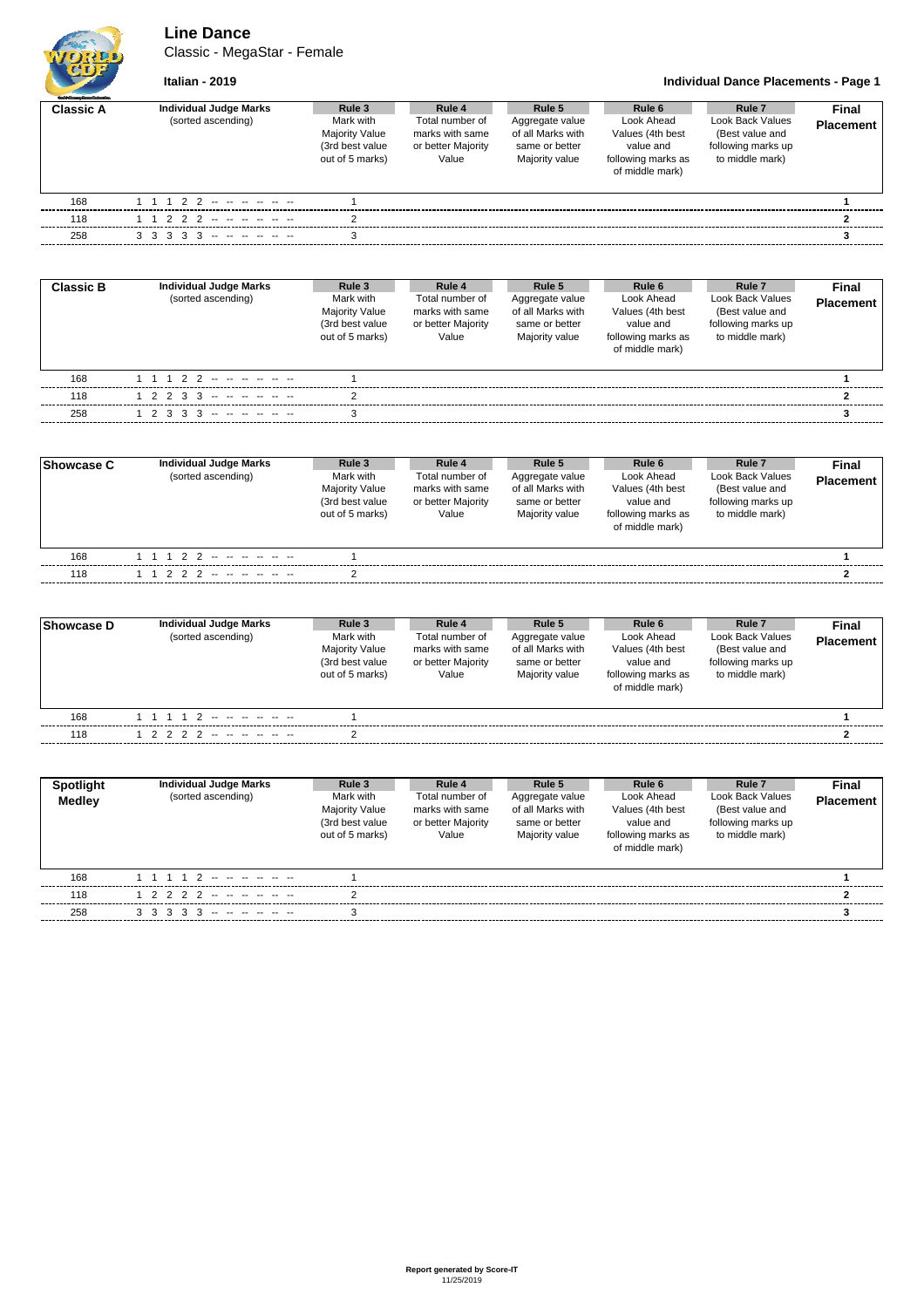# Line Dance

Classic - MegaStar - Female

**Italian - 2019**

**Individual Dance Placements - Page 1**

| Classic A | Individual Judge Marks (sorted ascending) | Rule 3 Mark with Majority Value (3rd best value out of 5 marks) | Rule 4 Total number of marks with same or better Majority Value | Rule 5 Aggregate value of all Marks with same or better Majority value | Rule 6 Look Ahead Values (4th best value and following marks as of middle mark) | Rule 7 Look Back Values (Best value and following marks up to middle mark) | Final Placement |
|---|---|---|---|---|---|---|---|
| 168 | 1 1 1 2 2 -- -- -- -- -- -- | 1 | | | | | 1 |
| 118 | 1 1 2 2 2 -- -- -- -- -- -- | 2 | | | | | 2 |
| 258 | 3 3 3 3 3 -- -- -- -- -- -- | 3 | | | | | 3 |

| Classic B | Individual Judge Marks (sorted ascending) | Rule 3 Mark with Majority Value (3rd best value out of 5 marks) | Rule 4 Total number of marks with same or better Majority Value | Rule 5 Aggregate value of all Marks with same or better Majority value | Rule 6 Look Ahead Values (4th best value and following marks as of middle mark) | Rule 7 Look Back Values (Best value and following marks up to middle mark) | Final Placement |
|---|---|---|---|---|---|---|---|
| 168 | 1 1 1 2 2 -- -- -- -- -- -- | 1 | | | | | 1 |
| 118 | 1 2 2 3 3 -- -- -- -- -- -- | 2 | | | | | 2 |
| 258 | 1 2 3 3 3 -- -- -- -- -- -- | 3 | | | | | 3 |

| Showcase C | Individual Judge Marks (sorted ascending) | Rule 3 Mark with Majority Value (3rd best value out of 5 marks) | Rule 4 Total number of marks with same or better Majority Value | Rule 5 Aggregate value of all Marks with same or better Majority value | Rule 6 Look Ahead Values (4th best value and following marks as of middle mark) | Rule 7 Look Back Values (Best value and following marks up to middle mark) | Final Placement |
|---|---|---|---|---|---|---|---|
| 168 | 1 1 1 2 2 -- -- -- -- -- -- | 1 | | | | | 1 |
| 118 | 1 1 2 2 2 -- -- -- -- -- -- | 2 | | | | | 2 |

| Showcase D | Individual Judge Marks (sorted ascending) | Rule 3 Mark with Majority Value (3rd best value out of 5 marks) | Rule 4 Total number of marks with same or better Majority Value | Rule 5 Aggregate value of all Marks with same or better Majority value | Rule 6 Look Ahead Values (4th best value and following marks as of middle mark) | Rule 7 Look Back Values (Best value and following marks up to middle mark) | Final Placement |
|---|---|---|---|---|---|---|---|
| 168 | 1 1 1 1 2 -- -- -- -- -- -- | 1 | | | | | 1 |
| 118 | 1 2 2 2 2 -- -- -- -- -- -- | 2 | | | | | 2 |

| Spotlight Medley | Individual Judge Marks (sorted ascending) | Rule 3 Mark with Majority Value (3rd best value out of 5 marks) | Rule 4 Total number of marks with same or better Majority Value | Rule 5 Aggregate value of all Marks with same or better Majority value | Rule 6 Look Ahead Values (4th best value and following marks as of middle mark) | Rule 7 Look Back Values (Best value and following marks up to middle mark) | Final Placement |
|---|---|---|---|---|---|---|---|
| 168 | 1 1 1 1 2 -- -- -- -- -- -- | 1 | | | | | 1 |
| 118 | 1 2 2 2 2 -- -- -- -- -- -- | 2 | | | | | 2 |
| 258 | 3 3 3 3 3 -- -- -- -- -- -- | 3 | | | | | 3 |

**Report generated by Score-IT**
11/25/2019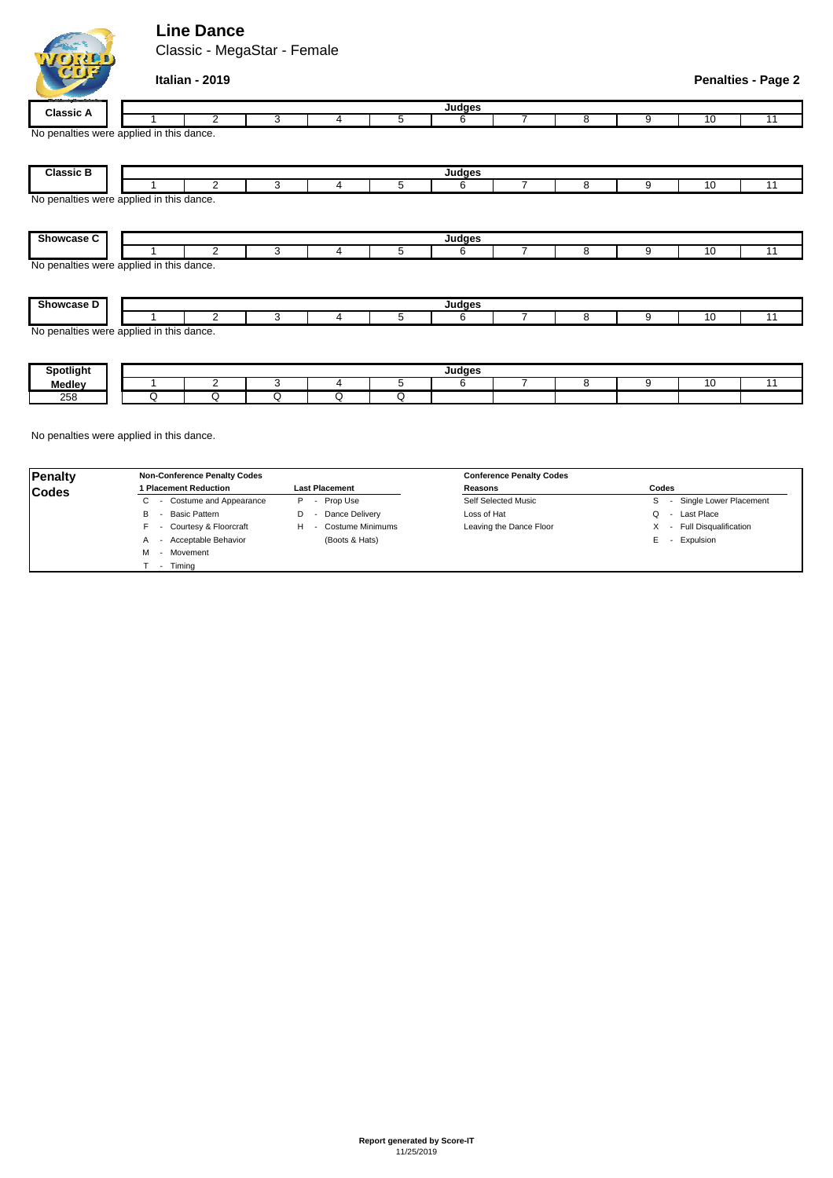# Line Dance

Classic - MegaStar - Female

**Italian - 2019**

**Penalties - Page 2**

| Classic A | Judges | | | | | | | | | | |
|---|---|---|---|---|---|---|---|---|---|---|---|
| | 1 | 2 | 3 | 4 | 5 | 6 | 7 | 8 | 9 | 10 | 11 |

No penalties were applied in this dance.

| Classic B | Judges | | | | | | | | | | |
|---|---|---|---|---|---|---|---|---|---|---|---|
| | 1 | 2 | 3 | 4 | 5 | 6 | 7 | 8 | 9 | 10 | 11 |

No penalties were applied in this dance.

| Showcase C | Judges | | | | | | | | | | |
|---|---|---|---|---|---|---|---|---|---|---|---|
| | 1 | 2 | 3 | 4 | 5 | 6 | 7 | 8 | 9 | 10 | 11 |

No penalties were applied in this dance.

| Showcase D | Judges | | | | | | | | | | |
|---|---|---|---|---|---|---|---|---|---|---|---|
| | 1 | 2 | 3 | 4 | 5 | 6 | 7 | 8 | 9 | 10 | 11 |

No penalties were applied in this dance.

| Spotlight | Judges | | | | | | | | | | |
|---|---|---|---|---|---|---|---|---|---|---|---|
| Medley | 1 | 2 | 3 | 4 | 5 | 6 | 7 | 8 | 9 | 10 | 11 |
| 258 | Q | Q | Q | Q | Q | | | | | | |

No penalties were applied in this dance.

**Penalty Codes**

**Non-Conference Penalty Codes**

| 1 Placement Reduction | Last Placement |
|---|---|
| C - Costume and Appearance | P - Prop Use |
| B - Basic Pattern | D - Dance Delivery |
| F - Courtesy & Floorcraft | H - Costume Minimums (Boots & Hats) |
| A - Acceptable Behavior | |
| M - Movement | |
| T - Timing | |

**Conference Penalty Codes**

| Reasons | Codes |
|---|---|
| Self Selected Music | S - Single Lower Placement |
| Loss of Hat | Q - Last Place |
| Leaving the Dance Floor | X - Full Disqualification |
| | E - Expulsion |

**Report generated by Score-IT**
11/25/2019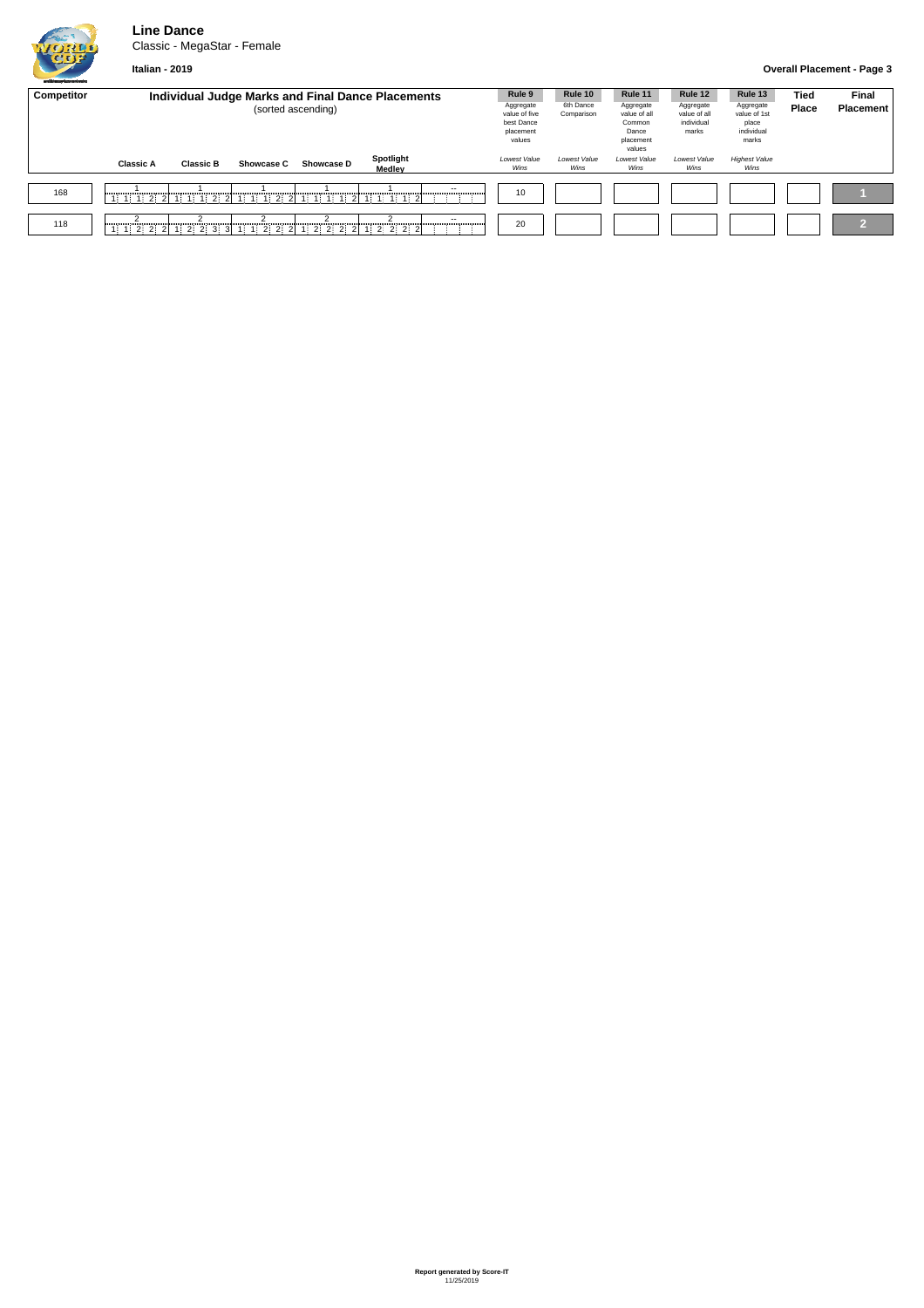# Line Dance

Classic - MegaStar - Female

**Italian - 2019**

**Overall Placement - Page 3**

| Competitor | Classic A | Classic B | Showcase C | Showcase D | Spotlight Medley | | Rule 9 Aggregate value of five best Dance placement values | Rule 10 6th Dance Comparison | Rule 11 Aggregate value of all Common Dance placement values | Rule 12 Aggregate value of all individual marks | Rule 13 Aggregate value of 1st place individual marks | Tied Place | Final Placement |
|---|---|---|---|---|---|---|---|---|---|---|---|---|---|
| | | | | | | | *Lowest Value Wins* | *Lowest Value Wins* | *Lowest Value Wins* | *Lowest Value Wins* | *Highest Value Wins* | | |
| 168 | 1<br>1 1 1 2 2 | 1<br>1 1 1 2 2 | 1<br>1 1 1 2 2 | 1<br>1 1 1 1 2 | 1<br>1 1 1 1 2 | -- | 10 | | | | | | 1 |
| 118 | 2<br>1 1 2 2 2 | 2<br>1 2 2 3 3 | 2<br>1 1 2 2 2 | 2<br>1 2 2 2 2 | 2<br>1 2 2 2 2 | -- | 20 | | | | | | 2 |

**Report generated by Score-IT**
11/25/2019